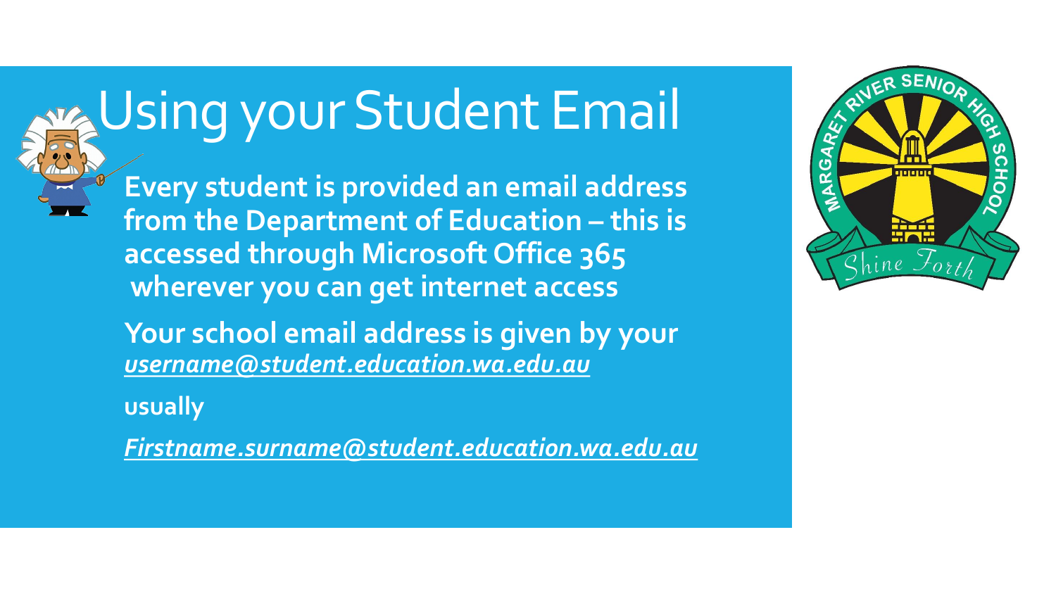# Using your Student Email

**Every student is provided an email address from the Department of Education – this is accessed through Microsoft Office 365 wherever you can get internet access**

**Your school email address is given by your** ***username@student.education.wa.edu.au***

**usually**

***Firstname.surname@student.education.wa.edu.au***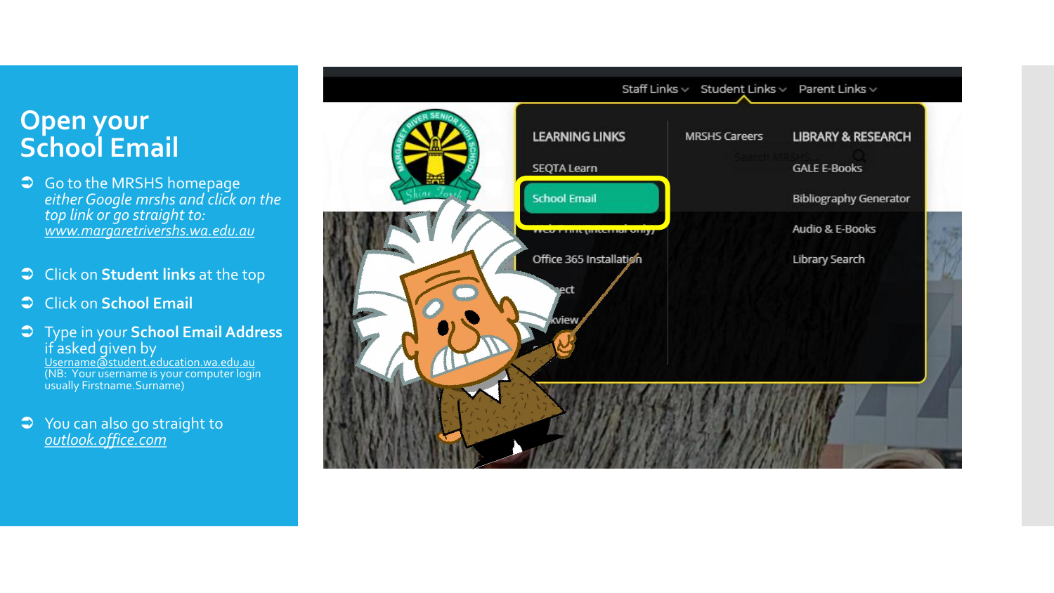# Open your School Email

- Go to the MRSHS homepage *either Google mrshs and click on the top link or go straight to:* *www.margaretrivershs.wa.edu.au*
- Click on **Student links** at the top
- Click on **School Email**
- Type in your **School Email Address** if asked given by Username@student.education.wa.edu.au (NB: Your username is your computer login usually Firstname.Surname)
- You can also go straight to *outlook.office.com*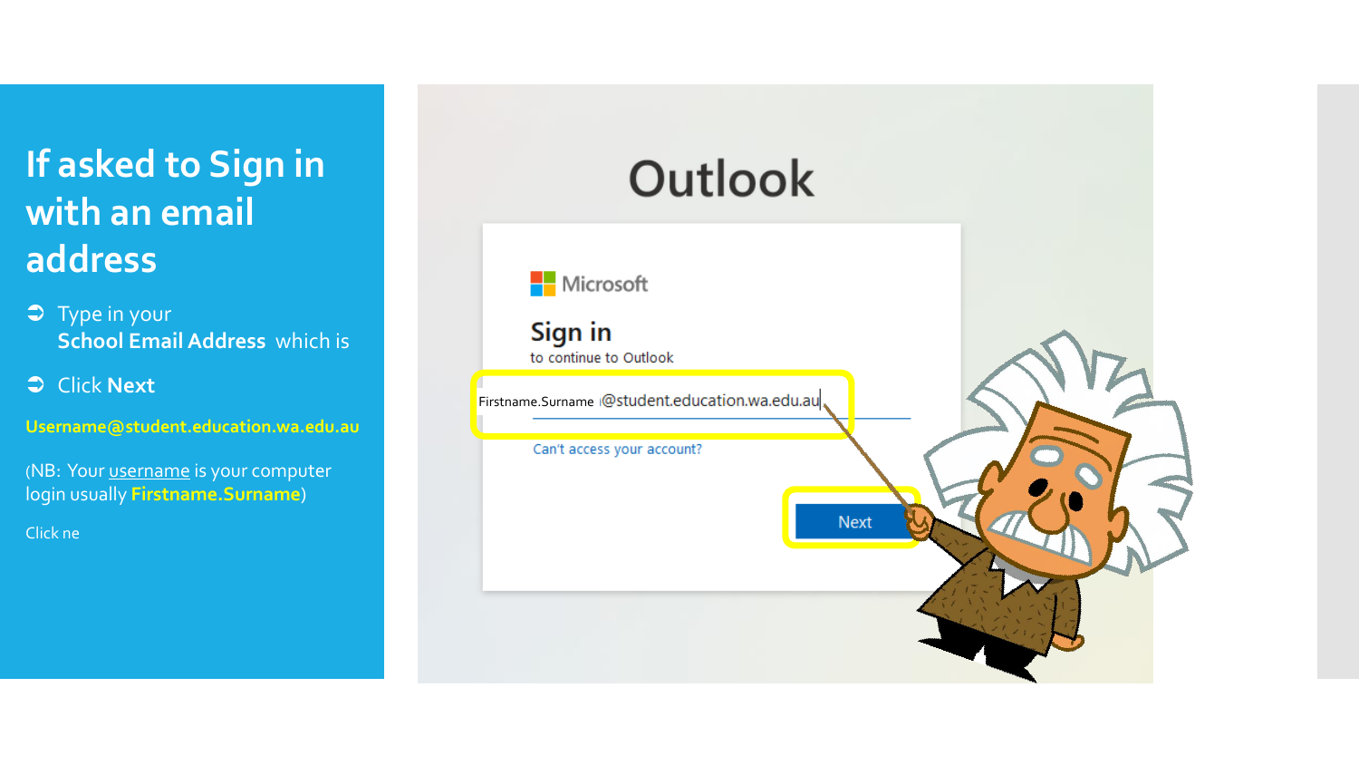# If asked to Sign in with an email address

- Type in your **School Email Address** which is
- Click **Next**

**Username@student.education.wa.edu.au**

(NB: Your username is your computer login usually **Firstname.Surname**)

Click ne

Outlook

Microsoft

Sign in

to continue to Outlook

Firstname.Surname @student.education.wa.edu.au

Can't access your account?

Next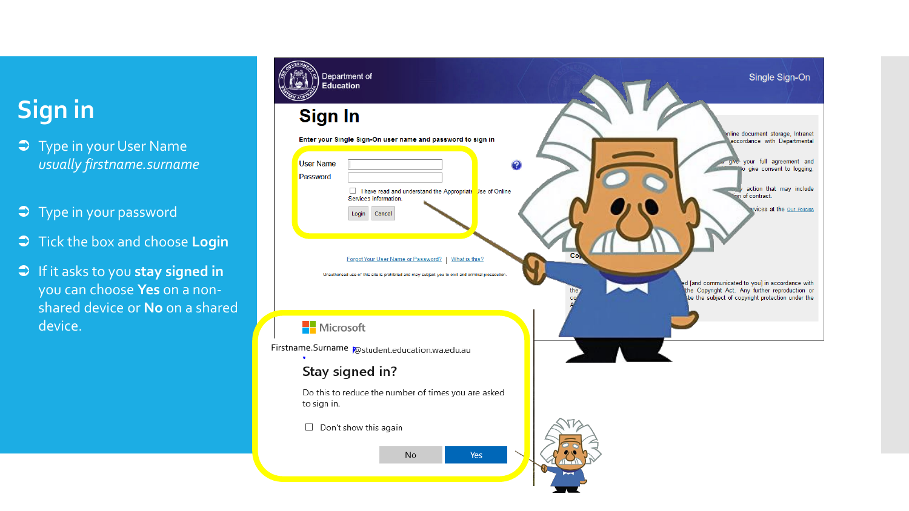# Sign in

- Type in your User Name
  *usually firstname.surname*

- Type in your password

- Tick the box and choose **Login**

- If it asks to you **stay signed in** you can choose **Yes** on a non-shared device or **No** on a shared device.

Department of Education

Single Sign-On

## Sign In

**Enter your Single Sign-On user name and password to sign in**

User Name

Password

I have read and understand the Appropriate Use of Online Services information.

Login Cancel

Forgot Your User Name or Password? | What is this?

Unauthorised use of this site is prohibited and may subject you to civil and criminal prosecution.

Microsoft

Firstname.Surname @student.education.wa.edu.au

### Stay signed in?

Do this to reduce the number of times you are asked to sign in.

Don't show this again

No Yes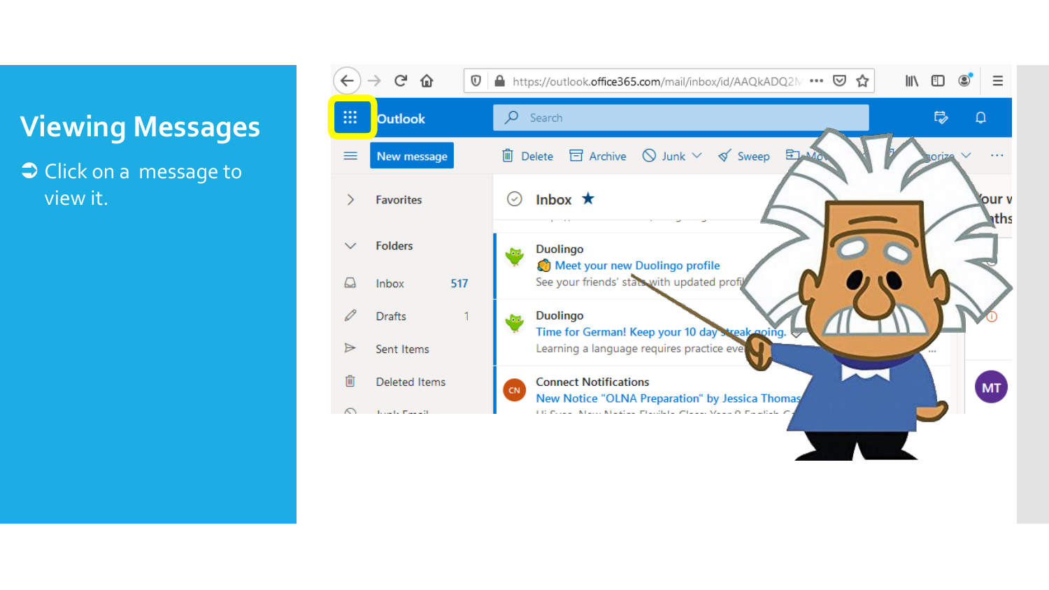# Viewing Messages

- Click on a message to view it.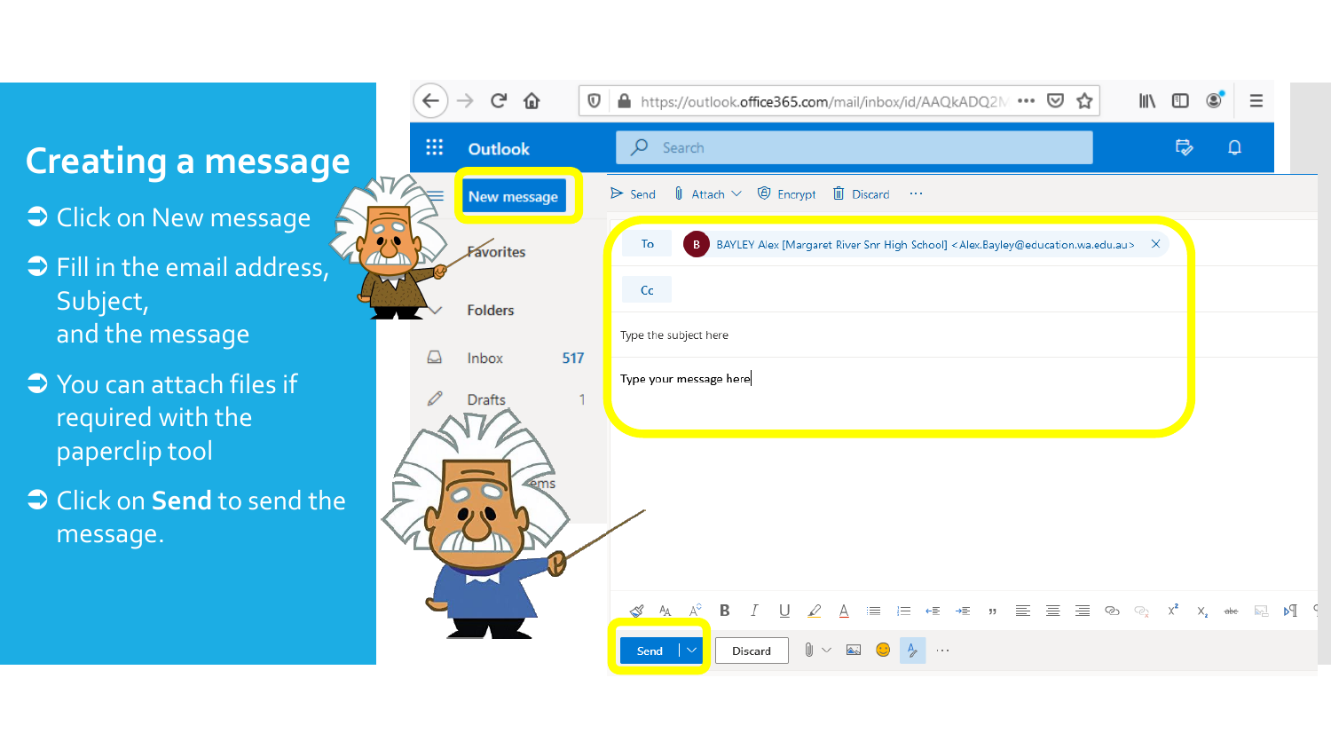# Creating a message

- Click on New message
- Fill in the email address, Subject, and the message
- You can attach files if required with the paperclip tool
- Click on **Send** to send the message.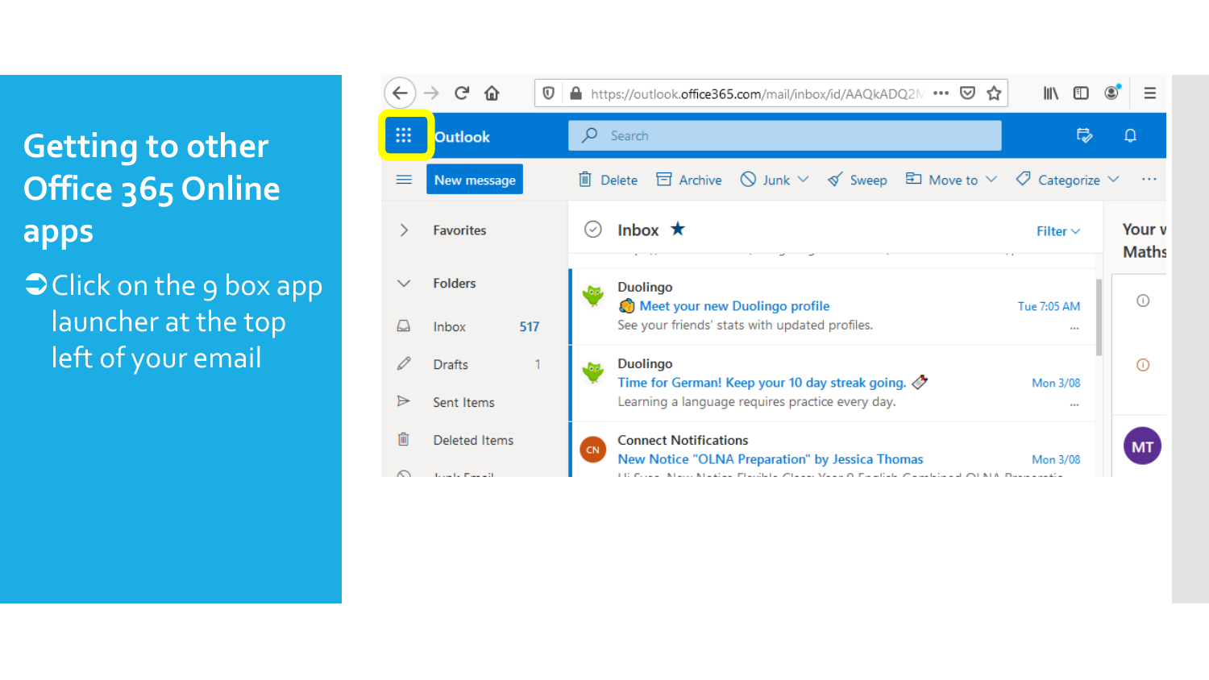# Getting to other Office 365 Online apps

- Click on the 9 box app launcher at the top left of your email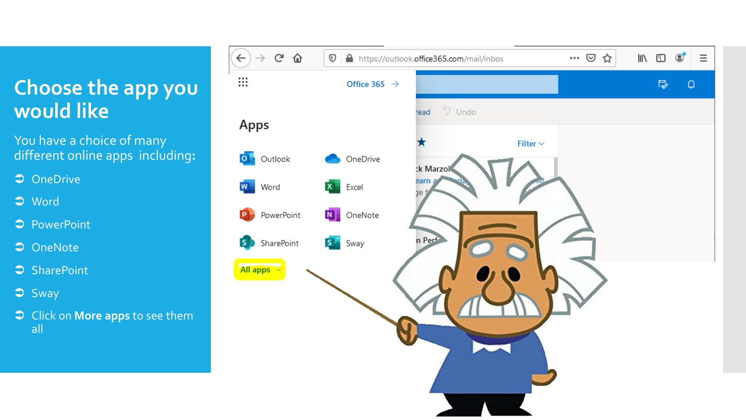# Choose the app you would like

You have a choice of many different online apps including:

- OneDrive
- Word
- PowerPoint
- OneNote
- SharePoint
- Sway
- Click on **More apps** to see them all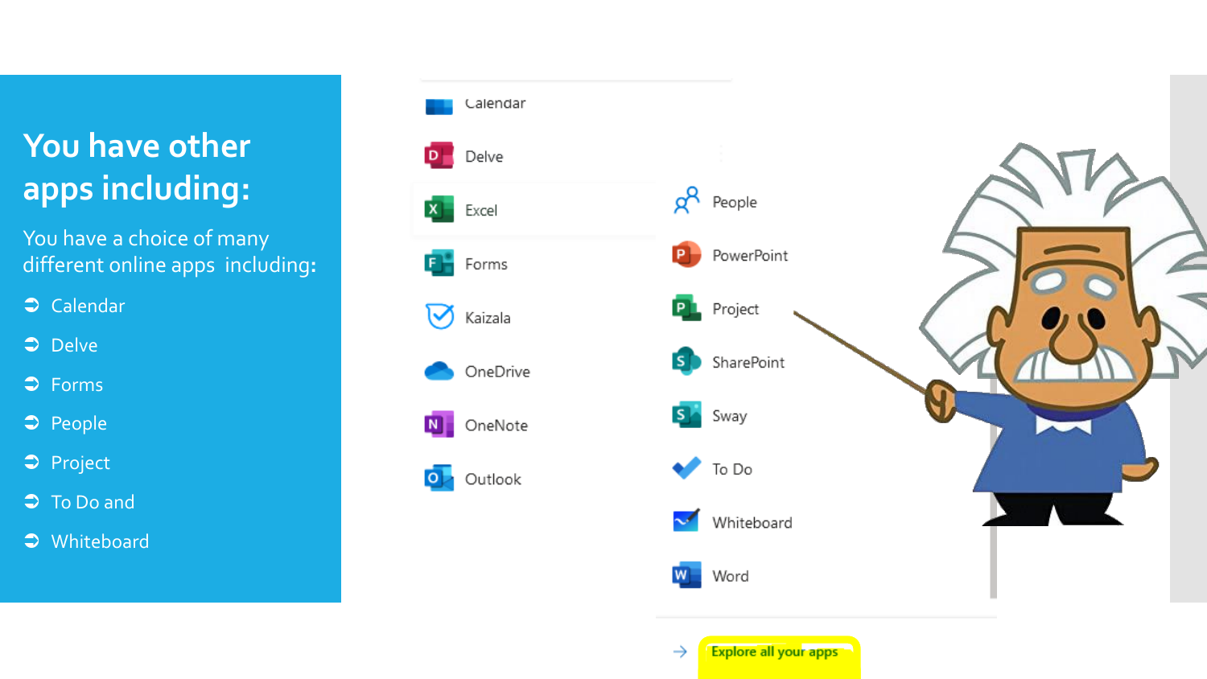# You have other apps including:

You have a choice of many different online apps including:

- Calendar
- Delve
- Forms
- People
- Project
- To Do and
- Whiteboard

Calendar

Delve

Excel

Forms

Kaizala

OneDrive

OneNote

Outlook

People

PowerPoint

Project

SharePoint

Sway

To Do

Whiteboard

Word

→ Explore all your apps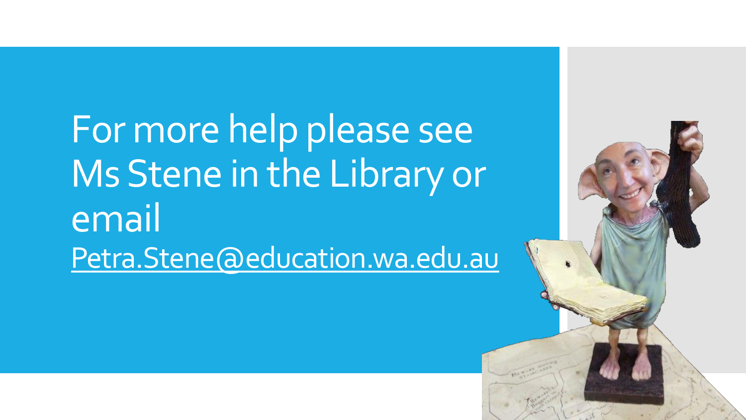For more help please see Ms Stene in the Library or email Petra.Stene@education.wa.edu.au